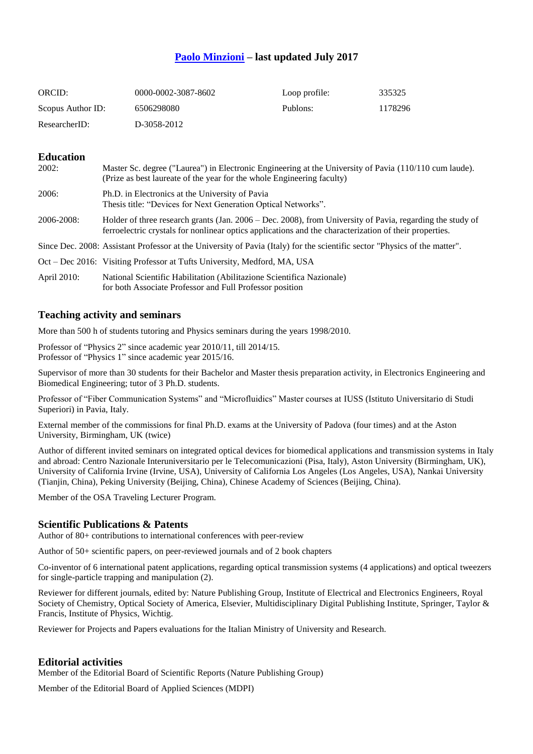# [Paolo Minzioni] – last updated July 2017

| | | | |
|---|---|---|---|
| ORCID: | 0000-0002-3087-8602 | Loop profile: | 335325 |
| Scopus Author ID: | 6506298080 | Publons: | 1178296 |
| ResearcherID: | D-3058-2012 | | |

## Education

| | |
|---|---|
| 2002: | Master Sc. degree ("Laurea") in Electronic Engineering at the University of Pavia (110/110 cum laude). (Prize as best laureate of the year for the whole Engineering faculty) |
| 2006: | Ph.D. in Electronics at the University of Pavia<br>Thesis title: "Devices for Next Generation Optical Networks". |
| 2006-2008: | Holder of three research grants (Jan. 2006 – Dec. 2008), from University of Pavia, regarding the study of ferroelectric crystals for nonlinear optics applications and the characterization of their properties. |
| Since Dec. 2008: | Assistant Professor at the University of Pavia (Italy) for the scientific sector "Physics of the matter". |
| Oct – Dec 2016: | Visiting Professor at Tufts University, Medford, MA, USA |
| April 2010: | National Scientific Habilitation (Abilitazione Scientifica Nazionale) for both Associate Professor and Full Professor position |

## Teaching activity and seminars

More than 500 h of students tutoring and Physics seminars during the years 1998/2010.

Professor of "Physics 2" since academic year 2010/11, till 2014/15.
Professor of "Physics 1" since academic year 2015/16.

Supervisor of more than 30 students for their Bachelor and Master thesis preparation activity, in Electronics Engineering and Biomedical Engineering; tutor of 3 Ph.D. students.

Professor of "Fiber Communication Systems" and "Microfluidics" Master courses at IUSS (Istituto Universitario di Studi Superiori) in Pavia, Italy.

External member of the commissions for final Ph.D. exams at the University of Padova (four times) and at the Aston University, Birmingham, UK (twice)

Author of different invited seminars on integrated optical devices for biomedical applications and transmission systems in Italy and abroad: Centro Nazionale Interuniversitario per le Telecomunicazioni (Pisa, Italy), Aston University (Birmingham, UK), University of California Irvine (Irvine, USA), University of California Los Angeles (Los Angeles, USA), Nankai University (Tianjin, China), Peking University (Beijing, China), Chinese Academy of Sciences (Beijing, China).

Member of the OSA Traveling Lecturer Program.

## Scientific Publications & Patents

Author of 80+ contributions to international conferences with peer-review

Author of 50+ scientific papers, on peer-reviewed journals and of 2 book chapters

Co-inventor of 6 international patent applications, regarding optical transmission systems (4 applications) and optical tweezers for single-particle trapping and manipulation (2).

Reviewer for different journals, edited by: Nature Publishing Group, Institute of Electrical and Electronics Engineers, Royal Society of Chemistry, Optical Society of America, Elsevier, Multidisciplinary Digital Publishing Institute, Springer, Taylor & Francis, Institute of Physics, Wichtig.

Reviewer for Projects and Papers evaluations for the Italian Ministry of University and Research.

## Editorial activities

Member of the Editorial Board of Scientific Reports (Nature Publishing Group)

Member of the Editorial Board of Applied Sciences (MDPI)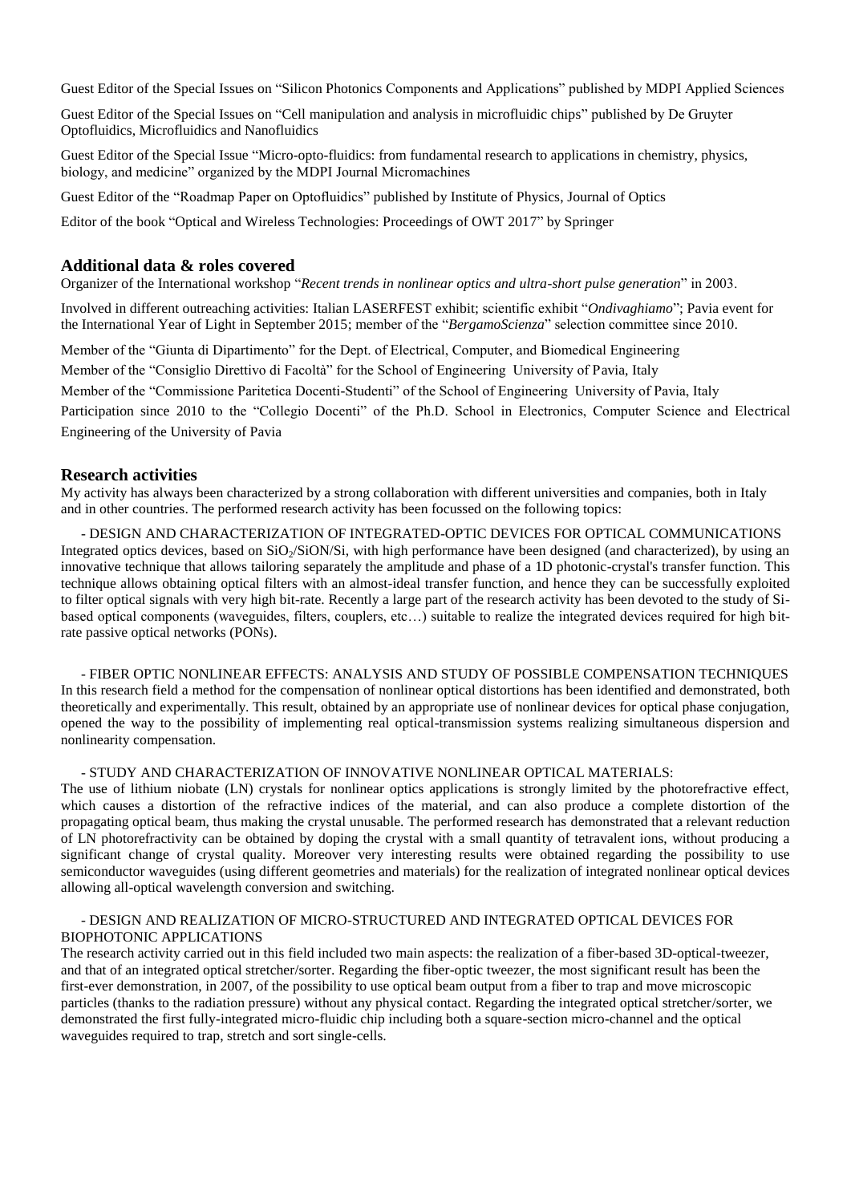Guest Editor of the Special Issues on “Silicon Photonics Components and Applications” published by MDPI Applied Sciences

Guest Editor of the Special Issues on “Cell manipulation and analysis in microfluidic chips” published by De Gruyter Optofluidics, Microfluidics and Nanofluidics

Guest Editor of the Special Issue “Micro-opto-fluidics: from fundamental research to applications in chemistry, physics, biology, and medicine” organized by the MDPI Journal Micromachines

Guest Editor of the “Roadmap Paper on Optofluidics” published by Institute of Physics, Journal of Optics

Editor of the book “Optical and Wireless Technologies: Proceedings of OWT 2017” by Springer

## Additional data & roles covered

Organizer of the International workshop “*Recent trends in nonlinear optics and ultra-short pulse generation*” in 2003.

Involved in different outreaching activities: Italian LASERFEST exhibit; scientific exhibit “*Ondivaghiamo*”; Pavia event for the International Year of Light in September 2015; member of the “*BergamoScienza*” selection committee since 2010.

Member of the “Giunta di Dipartimento” for the Dept. of Electrical, Computer, and Biomedical Engineering

Member of the “Consiglio Direttivo di Facoltà” for the School of Engineering University of Pavia, Italy

Member of the “Commissione Paritetica Docenti-Studenti” of the School of Engineering University of Pavia, Italy

Participation since 2010 to the “Collegio Docenti” of the Ph.D. School in Electronics, Computer Science and Electrical Engineering of the University of Pavia

## Research activities

My activity has always been characterized by a strong collaboration with different universities and companies, both in Italy and in other countries. The performed research activity has been focussed on the following topics:

- DESIGN AND CHARACTERIZATION OF INTEGRATED-OPTIC DEVICES FOR OPTICAL COMMUNICATIONS

Integrated optics devices, based on $SiO_2$/SiON/Si, with high performance have been designed (and characterized), by using an innovative technique that allows tailoring separately the amplitude and phase of a 1D photonic-crystal's transfer function. This technique allows obtaining optical filters with an almost-ideal transfer function, and hence they can be successfully exploited to filter optical signals with very high bit-rate. Recently a large part of the research activity has been devoted to the study of Si-based optical components (waveguides, filters, couplers, etc…) suitable to realize the integrated devices required for high bit-rate passive optical networks (PONs).

- FIBER OPTIC NONLINEAR EFFECTS: ANALYSIS AND STUDY OF POSSIBLE COMPENSATION TECHNIQUES

In this research field a method for the compensation of nonlinear optical distortions has been identified and demonstrated, both theoretically and experimentally. This result, obtained by an appropriate use of nonlinear devices for optical phase conjugation, opened the way to the possibility of implementing real optical-transmission systems realizing simultaneous dispersion and nonlinearity compensation.

- STUDY AND CHARACTERIZATION OF INNOVATIVE NONLINEAR OPTICAL MATERIALS:

The use of lithium niobate (LN) crystals for nonlinear optics applications is strongly limited by the photorefractive effect, which causes a distortion of the refractive indices of the material, and can also produce a complete distortion of the propagating optical beam, thus making the crystal unusable. The performed research has demonstrated that a relevant reduction of LN photorefractivity can be obtained by doping the crystal with a small quantity of tetravalent ions, without producing a significant change of crystal quality. Moreover very interesting results were obtained regarding the possibility to use semiconductor waveguides (using different geometries and materials) for the realization of integrated nonlinear optical devices allowing all-optical wavelength conversion and switching.

- DESIGN AND REALIZATION OF MICRO-STRUCTURED AND INTEGRATED OPTICAL DEVICES FOR BIOPHOTONIC APPLICATIONS

The research activity carried out in this field included two main aspects: the realization of a fiber-based 3D-optical-tweezer, and that of an integrated optical stretcher/sorter. Regarding the fiber-optic tweezer, the most significant result has been the first-ever demonstration, in 2007, of the possibility to use optical beam output from a fiber to trap and move microscopic particles (thanks to the radiation pressure) without any physical contact. Regarding the integrated optical stretcher/sorter, we demonstrated the first fully-integrated micro-fluidic chip including both a square-section micro-channel and the optical waveguides required to trap, stretch and sort single-cells.